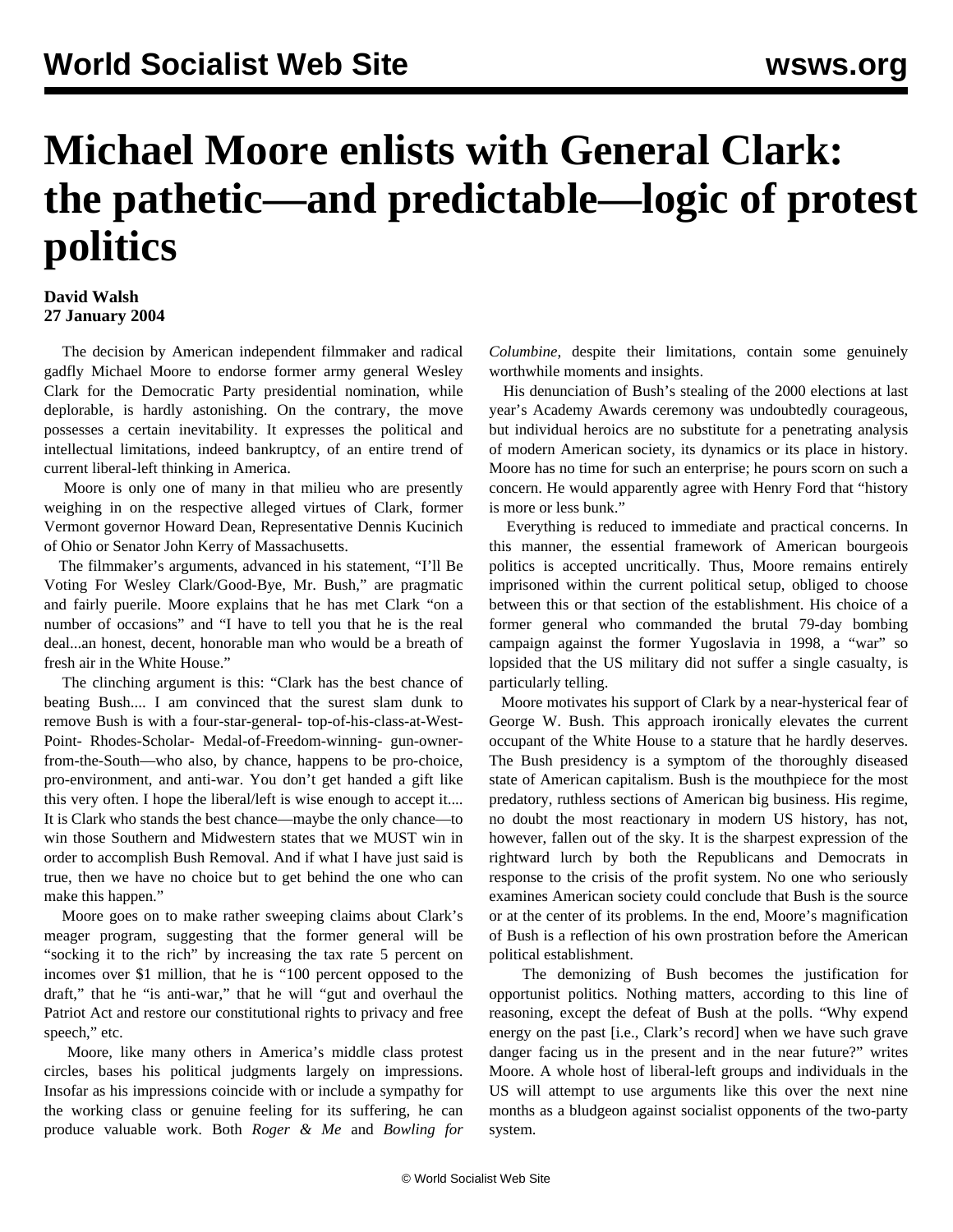# Michael Moore enlists with General Clark: the pathetic—and predictable—logic of protest politics

**David Walsh**
**27 January 2004**

The decision by American independent filmmaker and radical gadfly Michael Moore to endorse former army general Wesley Clark for the Democratic Party presidential nomination, while deplorable, is hardly astonishing. On the contrary, the move possesses a certain inevitability. It expresses the political and intellectual limitations, indeed bankruptcy, of an entire trend of current liberal-left thinking in America.

Moore is only one of many in that milieu who are presently weighing in on the respective alleged virtues of Clark, former Vermont governor Howard Dean, Representative Dennis Kucinich of Ohio or Senator John Kerry of Massachusetts.

The filmmaker's arguments, advanced in his statement, "I'll Be Voting For Wesley Clark/Good-Bye, Mr. Bush," are pragmatic and fairly puerile. Moore explains that he has met Clark "on a number of occasions" and "I have to tell you that he is the real deal...an honest, decent, honorable man who would be a breath of fresh air in the White House."

The clinching argument is this: "Clark has the best chance of beating Bush.... I am convinced that the surest slam dunk to remove Bush is with a four-star-general- top-of-his-class-at-West-Point- Rhodes-Scholar- Medal-of-Freedom-winning- gun-owner-from-the-South—who also, by chance, happens to be pro-choice, pro-environment, and anti-war. You don't get handed a gift like this very often. I hope the liberal/left is wise enough to accept it.... It is Clark who stands the best chance—maybe the only chance—to win those Southern and Midwestern states that we MUST win in order to accomplish Bush Removal. And if what I have just said is true, then we have no choice but to get behind the one who can make this happen."

Moore goes on to make rather sweeping claims about Clark's meager program, suggesting that the former general will be "socking it to the rich" by increasing the tax rate 5 percent on incomes over $1 million, that he is "100 percent opposed to the draft," that he "is anti-war," that he will "gut and overhaul the Patriot Act and restore our constitutional rights to privacy and free speech," etc.

Moore, like many others in America's middle class protest circles, bases his political judgments largely on impressions. Insofar as his impressions coincide with or include a sympathy for the working class or genuine feeling for its suffering, he can produce valuable work. Both *Roger & Me* and *Bowling for Columbine*, despite their limitations, contain some genuinely worthwhile moments and insights.

His denunciation of Bush's stealing of the 2000 elections at last year's Academy Awards ceremony was undoubtedly courageous, but individual heroics are no substitute for a penetrating analysis of modern American society, its dynamics or its place in history. Moore has no time for such an enterprise; he pours scorn on such a concern. He would apparently agree with Henry Ford that "history is more or less bunk."

Everything is reduced to immediate and practical concerns. In this manner, the essential framework of American bourgeois politics is accepted uncritically. Thus, Moore remains entirely imprisoned within the current political setup, obliged to choose between this or that section of the establishment. His choice of a former general who commanded the brutal 79-day bombing campaign against the former Yugoslavia in 1998, a "war" so lopsided that the US military did not suffer a single casualty, is particularly telling.

Moore motivates his support of Clark by a near-hysterical fear of George W. Bush. This approach ironically elevates the current occupant of the White House to a stature that he hardly deserves. The Bush presidency is a symptom of the thoroughly diseased state of American capitalism. Bush is the mouthpiece for the most predatory, ruthless sections of American big business. His regime, no doubt the most reactionary in modern US history, has not, however, fallen out of the sky. It is the sharpest expression of the rightward lurch by both the Republicans and Democrats in response to the crisis of the profit system. No one who seriously examines American society could conclude that Bush is the source or at the center of its problems. In the end, Moore's magnification of Bush is a reflection of his own prostration before the American political establishment.

The demonizing of Bush becomes the justification for opportunist politics. Nothing matters, according to this line of reasoning, except the defeat of Bush at the polls. "Why expend energy on the past [i.e., Clark's record] when we have such grave danger facing us in the present and in the near future?" writes Moore. A whole host of liberal-left groups and individuals in the US will attempt to use arguments like this over the next nine months as a bludgeon against socialist opponents of the two-party system.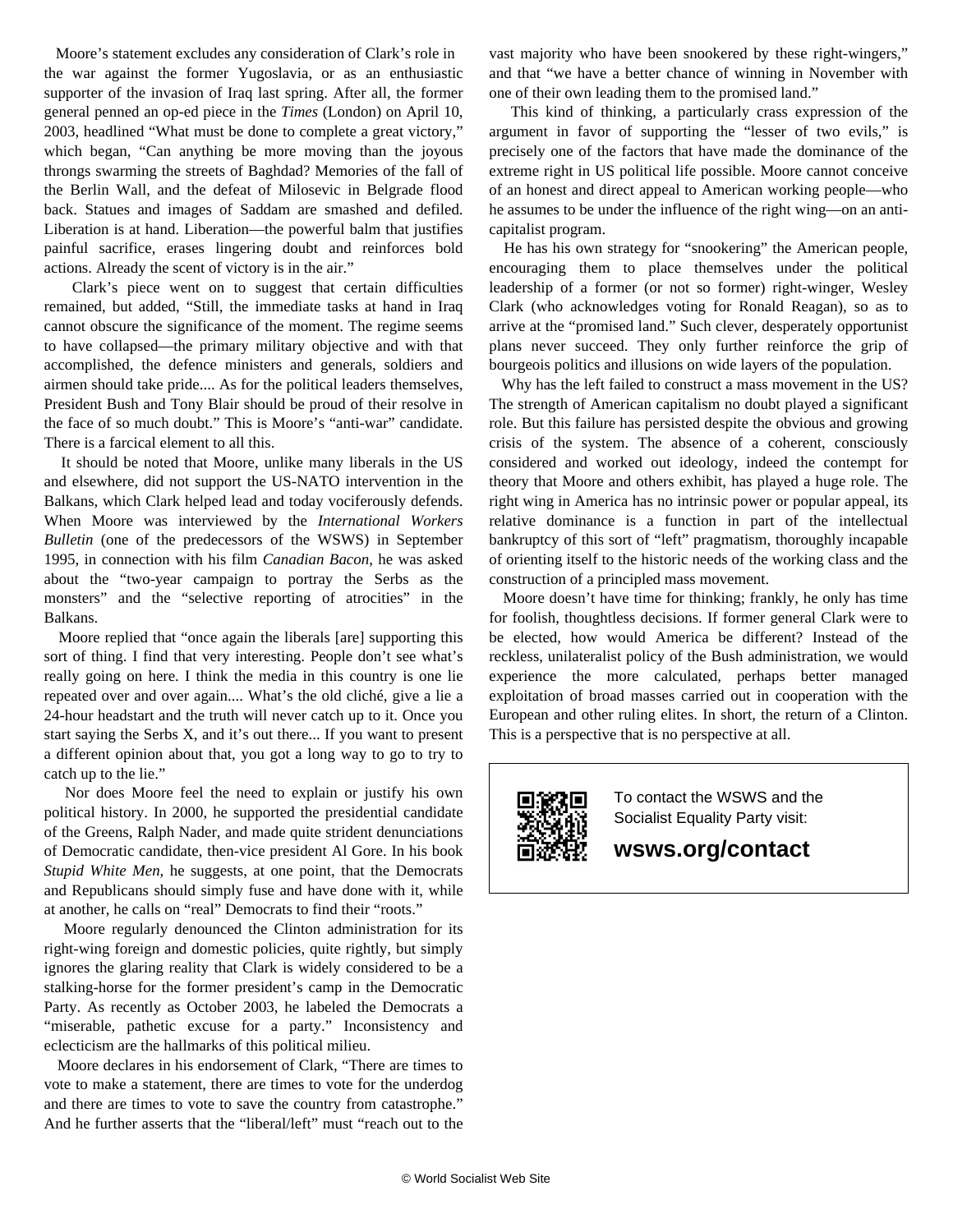Moore's statement excludes any consideration of Clark's role in the war against the former Yugoslavia, or as an enthusiastic supporter of the invasion of Iraq last spring. After all, the former general penned an op-ed piece in the *Times* (London) on April 10, 2003, headlined "What must be done to complete a great victory," which began, "Can anything be more moving than the joyous throngs swarming the streets of Baghdad? Memories of the fall of the Berlin Wall, and the defeat of Milosevic in Belgrade flood back. Statues and images of Saddam are smashed and defiled. Liberation is at hand. Liberation—the powerful balm that justifies painful sacrifice, erases lingering doubt and reinforces bold actions. Already the scent of victory is in the air."

Clark's piece went on to suggest that certain difficulties remained, but added, "Still, the immediate tasks at hand in Iraq cannot obscure the significance of the moment. The regime seems to have collapsed—the primary military objective and with that accomplished, the defence ministers and generals, soldiers and airmen should take pride.... As for the political leaders themselves, President Bush and Tony Blair should be proud of their resolve in the face of so much doubt." This is Moore's "anti-war" candidate. There is a farcical element to all this.

It should be noted that Moore, unlike many liberals in the US and elsewhere, did not support the US-NATO intervention in the Balkans, which Clark helped lead and today vociferously defends. When Moore was interviewed by the *International Workers Bulletin* (one of the predecessors of the WSWS) in September 1995, in connection with his film *Canadian Bacon*, he was asked about the "two-year campaign to portray the Serbs as the monsters" and the "selective reporting of atrocities" in the Balkans.

Moore replied that "once again the liberals [are] supporting this sort of thing. I find that very interesting. People don't see what's really going on here. I think the media in this country is one lie repeated over and over again.... What's the old cliché, give a lie a 24-hour headstart and the truth will never catch up to it. Once you start saying the Serbs X, and it's out there... If you want to present a different opinion about that, you got a long way to go to try to catch up to the lie."

Nor does Moore feel the need to explain or justify his own political history. In 2000, he supported the presidential candidate of the Greens, Ralph Nader, and made quite strident denunciations of Democratic candidate, then-vice president Al Gore. In his book *Stupid White Men*, he suggests, at one point, that the Democrats and Republicans should simply fuse and have done with it, while at another, he calls on "real" Democrats to find their "roots."

Moore regularly denounced the Clinton administration for its right-wing foreign and domestic policies, quite rightly, but simply ignores the glaring reality that Clark is widely considered to be a stalking-horse for the former president's camp in the Democratic Party. As recently as October 2003, he labeled the Democrats a "miserable, pathetic excuse for a party." Inconsistency and eclecticism are the hallmarks of this political milieu.

Moore declares in his endorsement of Clark, "There are times to vote to make a statement, there are times to vote for the underdog and there are times to vote to save the country from catastrophe." And he further asserts that the "liberal/left" must "reach out to the vast majority who have been snookered by these right-wingers," and that "we have a better chance of winning in November with one of their own leading them to the promised land."

This kind of thinking, a particularly crass expression of the argument in favor of supporting the "lesser of two evils," is precisely one of the factors that have made the dominance of the extreme right in US political life possible. Moore cannot conceive of an honest and direct appeal to American working people—who he assumes to be under the influence of the right wing—on an anti-capitalist program.

He has his own strategy for "snookering" the American people, encouraging them to place themselves under the political leadership of a former (or not so former) right-winger, Wesley Clark (who acknowledges voting for Ronald Reagan), so as to arrive at the "promised land." Such clever, desperately opportunist plans never succeed. They only further reinforce the grip of bourgeois politics and illusions on wide layers of the population.

Why has the left failed to construct a mass movement in the US? The strength of American capitalism no doubt played a significant role. But this failure has persisted despite the obvious and growing crisis of the system. The absence of a coherent, consciously considered and worked out ideology, indeed the contempt for theory that Moore and others exhibit, has played a huge role. The right wing in America has no intrinsic power or popular appeal, its relative dominance is a function in part of the intellectual bankruptcy of this sort of "left" pragmatism, thoroughly incapable of orienting itself to the historic needs of the working class and the construction of a principled mass movement.

Moore doesn't have time for thinking; frankly, he only has time for foolish, thoughtless decisions. If former general Clark were to be elected, how would America be different? Instead of the reckless, unilateralist policy of the Bush administration, we would experience the more calculated, perhaps better managed exploitation of broad masses carried out in cooperation with the European and other ruling elites. In short, the return of a Clinton. This is a perspective that is no perspective at all.

To contact the WSWS and the Socialist Equality Party visit:

**wsws.org/contact**